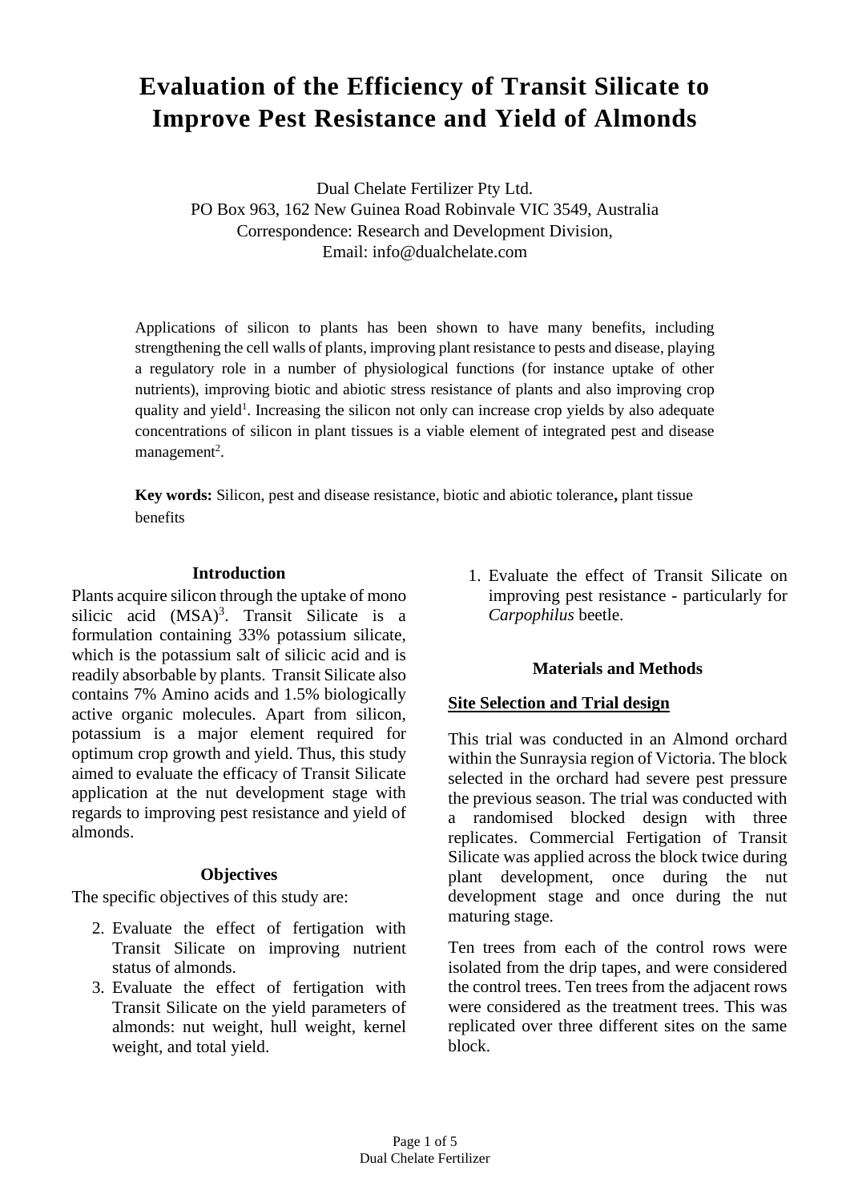# Evaluation of the Efficiency of Transit Silicate to Improve Pest Resistance and Yield of Almonds

Dual Chelate Fertilizer Pty Ltd.
PO Box 963, 162 New Guinea Road Robinvale VIC 3549, Australia
Correspondence: Research and Development Division,
Email: info@dualchelate.com

Applications of silicon to plants has been shown to have many benefits, including strengthening the cell walls of plants, improving plant resistance to pests and disease, playing a regulatory role in a number of physiological functions (for instance uptake of other nutrients), improving biotic and abiotic stress resistance of plants and also improving crop quality and yield[1]. Increasing the silicon not only can increase crop yields by also adequate concentrations of silicon in plant tissues is a viable element of integrated pest and disease management[2].

**Key words:** Silicon, pest and disease resistance, biotic and abiotic tolerance**,** plant tissue benefits

## Introduction

Plants acquire silicon through the uptake of mono silicic acid (MSA)[3]. Transit Silicate is a formulation containing 33% potassium silicate, which is the potassium salt of silicic acid and is readily absorbable by plants. Transit Silicate also contains 7% Amino acids and 1.5% biologically active organic molecules. Apart from silicon, potassium is a major element required for optimum crop growth and yield. Thus, this study aimed to evaluate the efficacy of Transit Silicate application at the nut development stage with regards to improving pest resistance and yield of almonds.

## Objectives

The specific objectives of this study are:

2. Evaluate the effect of fertigation with Transit Silicate on improving nutrient status of almonds.
3. Evaluate the effect of fertigation with Transit Silicate on the yield parameters of almonds: nut weight, hull weight, kernel weight, and total yield.
1. Evaluate the effect of Transit Silicate on improving pest resistance - particularly for *Carpophilus* beetle.

## Materials and Methods

### Site Selection and Trial design

This trial was conducted in an Almond orchard within the Sunraysia region of Victoria. The block selected in the orchard had severe pest pressure the previous season. The trial was conducted with a randomised blocked design with three replicates. Commercial Fertigation of Transit Silicate was applied across the block twice during plant development, once during the nut development stage and once during the nut maturing stage.

Ten trees from each of the control rows were isolated from the drip tapes, and were considered the control trees. Ten trees from the adjacent rows were considered as the treatment trees. This was replicated over three different sites on the same block.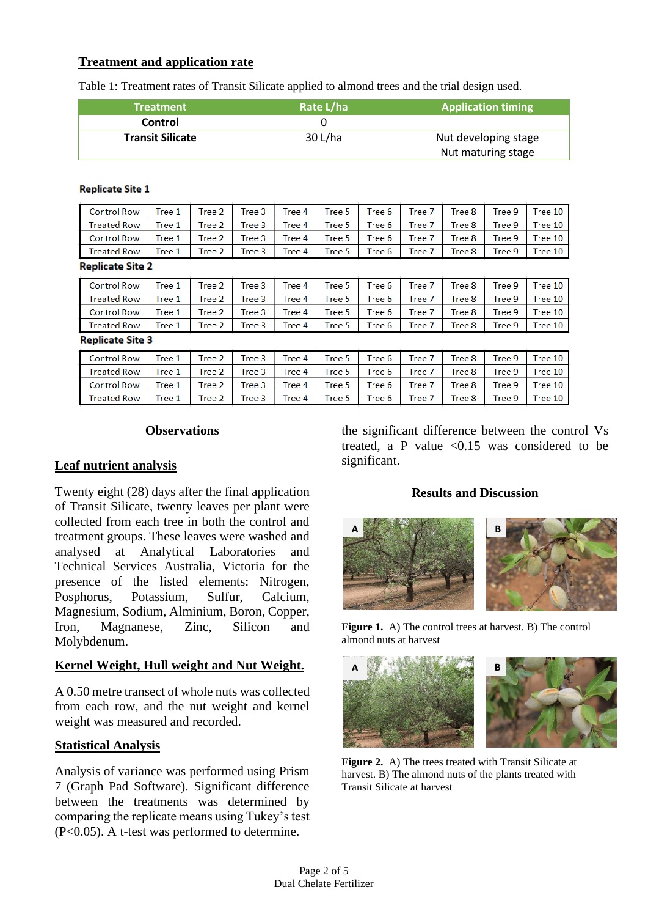## Treatment and application rate

Table 1: Treatment rates of Transit Silicate applied to almond trees and the trial design used.

| Treatment | Rate L/ha | Application timing |
|---|---|---|
| **Control** | 0 | |
| **Transit Silicate** | 30 L/ha | Nut developing stage<br>Nut maturing stage |

**Replicate Site 1**

| | | | | | | | | | | |
|---|---|---|---|---|---|---|---|---|---|---|
| Control Row | Tree 1 | Tree 2 | Tree 3 | Tree 4 | Tree 5 | Tree 6 | Tree 7 | Tree 8 | Tree 9 | Tree 10 |
| Treated Row | Tree 1 | Tree 2 | Tree 3 | Tree 4 | Tree 5 | Tree 6 | Tree 7 | Tree 8 | Tree 9 | Tree 10 |
| Control Row | Tree 1 | Tree 2 | Tree 3 | Tree 4 | Tree 5 | Tree 6 | Tree 7 | Tree 8 | Tree 9 | Tree 10 |
| Treated Row | Tree 1 | Tree 2 | Tree 3 | Tree 4 | Tree 5 | Tree 6 | Tree 7 | Tree 8 | Tree 9 | Tree 10 |

**Replicate Site 2**

| | | | | | | | | | | |
|---|---|---|---|---|---|---|---|---|---|---|
| Control Row | Tree 1 | Tree 2 | Tree 3 | Tree 4 | Tree 5 | Tree 6 | Tree 7 | Tree 8 | Tree 9 | Tree 10 |
| Treated Row | Tree 1 | Tree 2 | Tree 3 | Tree 4 | Tree 5 | Tree 6 | Tree 7 | Tree 8 | Tree 9 | Tree 10 |
| Control Row | Tree 1 | Tree 2 | Tree 3 | Tree 4 | Tree 5 | Tree 6 | Tree 7 | Tree 8 | Tree 9 | Tree 10 |
| Treated Row | Tree 1 | Tree 2 | Tree 3 | Tree 4 | Tree 5 | Tree 6 | Tree 7 | Tree 8 | Tree 9 | Tree 10 |

**Replicate Site 3**

| | | | | | | | | | | |
|---|---|---|---|---|---|---|---|---|---|---|
| Control Row | Tree 1 | Tree 2 | Tree 3 | Tree 4 | Tree 5 | Tree 6 | Tree 7 | Tree 8 | Tree 9 | Tree 10 |
| Treated Row | Tree 1 | Tree 2 | Tree 3 | Tree 4 | Tree 5 | Tree 6 | Tree 7 | Tree 8 | Tree 9 | Tree 10 |
| Control Row | Tree 1 | Tree 2 | Tree 3 | Tree 4 | Tree 5 | Tree 6 | Tree 7 | Tree 8 | Tree 9 | Tree 10 |
| Treated Row | Tree 1 | Tree 2 | Tree 3 | Tree 4 | Tree 5 | Tree 6 | Tree 7 | Tree 8 | Tree 9 | Tree 10 |

## Observations

### Leaf nutrient analysis

Twenty eight (28) days after the final application of Transit Silicate, twenty leaves per plant were collected from each tree in both the control and treatment groups. These leaves were washed and analysed at Analytical Laboratories and Technical Services Australia, Victoria for the presence of the listed elements: Nitrogen, Posphorus, Potassium, Sulfur, Calcium, Magnesium, Sodium, Alminium, Boron, Copper, Iron, Magnanese, Zinc, Silicon and Molybdenum.

### Kernel Weight, Hull weight and Nut Weight.

A 0.50 metre transect of whole nuts was collected from each row, and the nut weight and kernel weight was measured and recorded.

### Statistical Analysis

Analysis of variance was performed using Prism 7 (Graph Pad Software). Significant difference between the treatments was determined by comparing the replicate means using Tukey's test ($P<0.05$). A t-test was performed to determine. the significant difference between the control Vs treated, a P value $<0.15$ was considered to be significant.

## Results and Discussion

**Figure 1.** A) The control trees at harvest. B) The control almond nuts at harvest

**Figure 2.** A) The trees treated with Transit Silicate at harvest. B) The almond nuts of the plants treated with Transit Silicate at harvest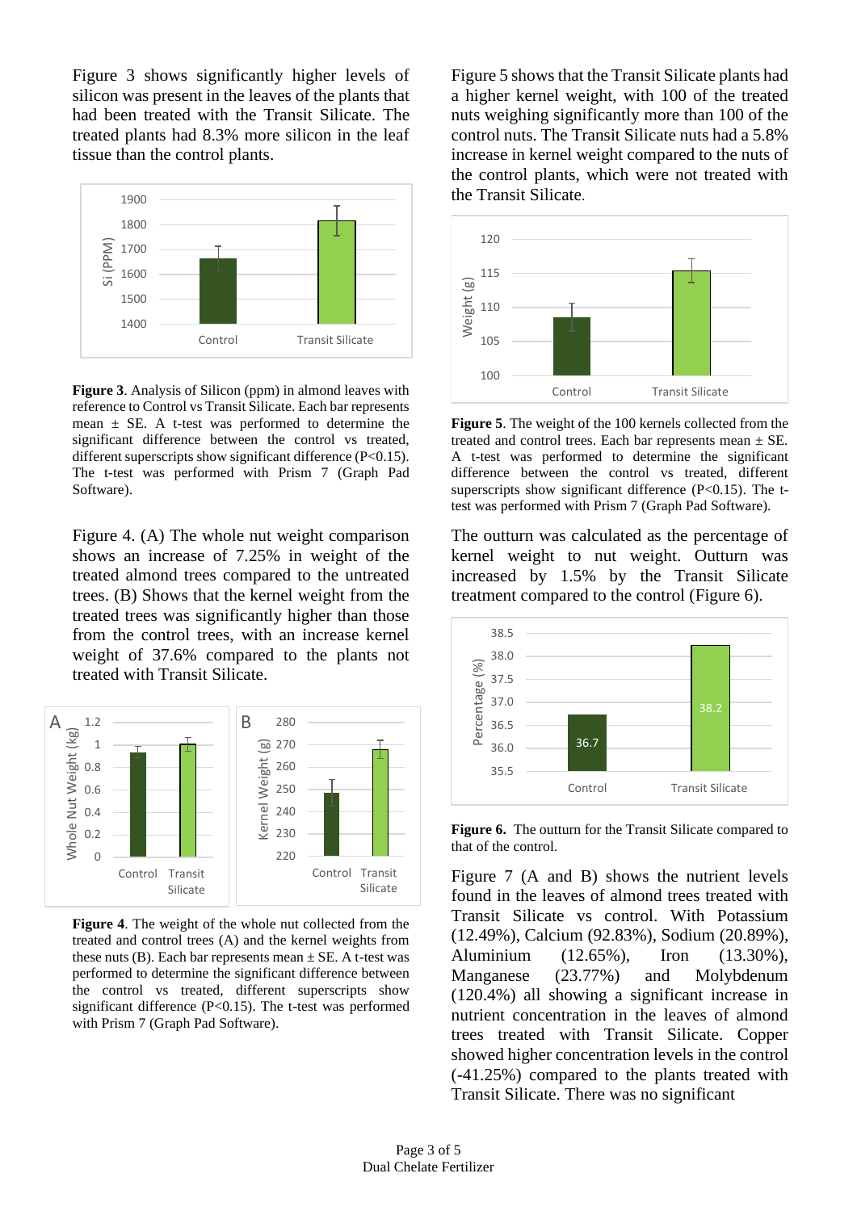Figure 3 shows significantly higher levels of silicon was present in the leaves of the plants that had been treated with the Transit Silicate. The treated plants had 8.3% more silicon in the leaf tissue than the control plants.

Si (PPM)
1900
1800
1700
1600
1500
1400
Control
Transit Silicate

**Figure 3**. Analysis of Silicon (ppm) in almond leaves with reference to Control vs Transit Silicate. Each bar represents mean ± SE. A t-test was performed to determine the significant difference between the control vs treated, different superscripts show significant difference (P<0.15). The t-test was performed with Prism 7 (Graph Pad Software).

Figure 4. (A) The whole nut weight comparison shows an increase of 7.25% in weight of the treated almond trees compared to the untreated trees. (B) Shows that the kernel weight from the treated trees was significantly higher than those from the control trees, with an increase kernel weight of 37.6% compared to the plants not treated with Transit Silicate.

A
Whole Nut Weight (kg)
1.2
1
0.8
0.6
0.4
0.2
0
Control
Transit Silicate

B
Kernel Weight (g)
280
270
260
250
240
230
220
Control
Transit Silicate

**Figure 4**. The weight of the whole nut collected from the treated and control trees (A) and the kernel weights from these nuts (B). Each bar represents mean ± SE. A t-test was performed to determine the significant difference between the control vs treated, different superscripts show significant difference (P<0.15). The t-test was performed with Prism 7 (Graph Pad Software).

Figure 5 shows that the Transit Silicate plants had a higher kernel weight, with 100 of the treated nuts weighing significantly more than 100 of the control nuts. The Transit Silicate nuts had a 5.8% increase in kernel weight compared to the nuts of the control plants, which were not treated with the Transit Silicate.

Weight (g)
120
115
110
105
100
Control
Transit Silicate

**Figure 5**. The weight of the 100 kernels collected from the treated and control trees. Each bar represents mean ± SE. A t-test was performed to determine the significant difference between the control vs treated, different superscripts show significant difference (P<0.15). The t-test was performed with Prism 7 (Graph Pad Software).

The outturn was calculated as the percentage of kernel weight to nut weight. Outturn was increased by 1.5% by the Transit Silicate treatment compared to the control (Figure 6).

Percentage (%)
38.5
38.0
37.5
37.0
36.5
36.0
35.5
36.7
38.2
Control
Transit Silicate

**Figure 6.** The outturn for the Transit Silicate compared to that of the control.

Figure 7 (A and B) shows the nutrient levels found in the leaves of almond trees treated with Transit Silicate vs control. With Potassium (12.49%), Calcium (92.83%), Sodium (20.89%), Aluminium (12.65%), Iron (13.30%), Manganese (23.77%) and Molybdenum (120.4%) all showing a significant increase in nutrient concentration in the leaves of almond trees treated with Transit Silicate. Copper showed higher concentration levels in the control (-41.25%) compared to the plants treated with Transit Silicate. There was no significant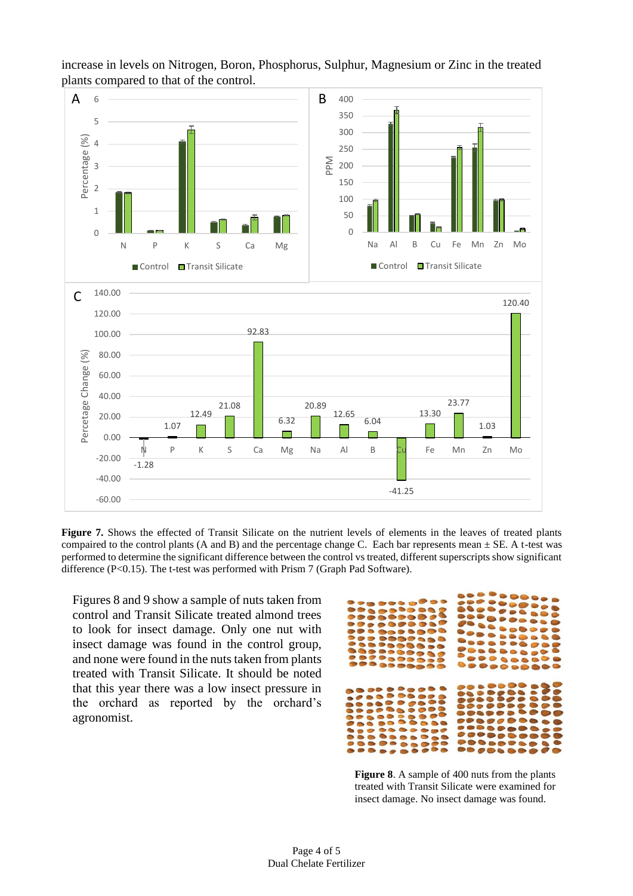increase in levels on Nitrogen, Boron, Phosphorus, Sulphur, Magnesium or Zinc in the treated plants compared to that of the control.

A

Percentage (%)

6
5
4
3
2
1
0

N P K S Ca Mg

Control Transit Silicate

B

PPM

400
350
300
250
200
150
100
50
0

Na Al B Cu Fe Mn Zn Mo

Control Transit Silicate

C

Percetage Change (%)

140.00
120.00
100.00
80.00
60.00
40.00
20.00
0.00
-20.00
-40.00
-60.00

N P K S Ca Mg Na Al B Cu Fe Mn Zn Mo

-1.28 1.07 12.49 21.08 92.83 6.32 20.89 12.65 6.04 -41.25 13.30 23.77 1.03 120.40

**Figure 7.** Shows the effected of Transit Silicate on the nutrient levels of elements in the leaves of treated plants compaired to the control plants (A and B) and the percentage change C. Each bar represents mean ± SE. A t-test was performed to determine the significant difference between the control vs treated, different superscripts show significant difference ($P<0.15$). The t-test was performed with Prism 7 (Graph Pad Software).

Figures 8 and 9 show a sample of nuts taken from control and Transit Silicate treated almond trees to look for insect damage. Only one nut with insect damage was found in the control group, and none were found in the nuts taken from plants treated with Transit Silicate. It should be noted that this year there was a low insect pressure in the orchard as reported by the orchard's agronomist.

**Figure 8**. A sample of 400 nuts from the plants treated with Transit Silicate were examined for insect damage. No insect damage was found.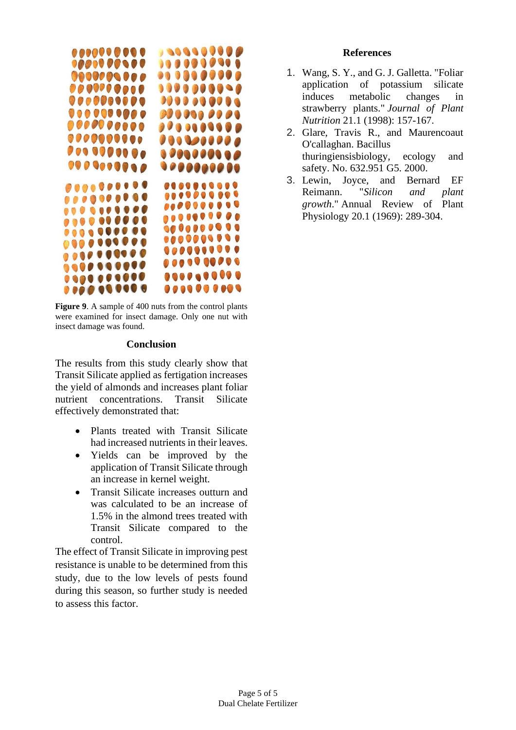**Figure 9**. A sample of 400 nuts from the control plants were examined for insect damage. Only one nut with insect damage was found.

## Conclusion

The results from this study clearly show that Transit Silicate applied as fertigation increases the yield of almonds and increases plant foliar nutrient concentrations. Transit Silicate effectively demonstrated that:

- Plants treated with Transit Silicate had increased nutrients in their leaves.
- Yields can be improved by the application of Transit Silicate through an increase in kernel weight.
- Transit Silicate increases outturn and was calculated to be an increase of 1.5% in the almond trees treated with Transit Silicate compared to the control.

The effect of Transit Silicate in improving pest resistance is unable to be determined from this study, due to the low levels of pests found during this season, so further study is needed to assess this factor.

## References

1. Wang, S. Y., and G. J. Galletta. "Foliar application of potassium silicate induces metabolic changes in strawberry plants." *Journal of Plant Nutrition* 21.1 (1998): 157-167.
2. Glare, Travis R., and Maurencoaut O'callaghan. Bacillus thuringiensisbiology, ecology and safety. No. 632.951 G5. 2000.
3. Lewin, Joyce, and Bernard EF Reimann. "*Silicon and plant growth*." Annual Review of Plant Physiology 20.1 (1969): 289-304.